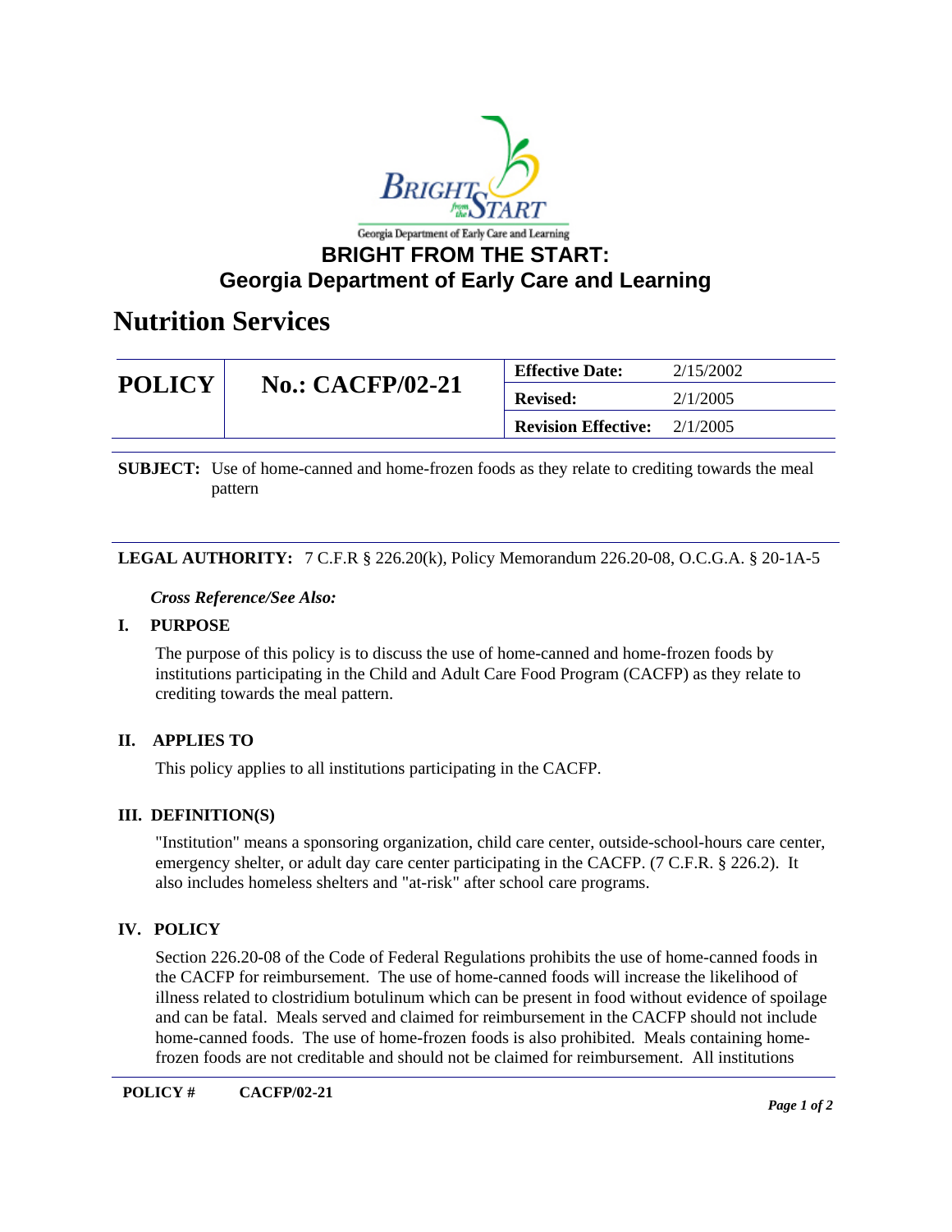# BRIGHT FROM THE START:
# Georgia Department of Early Care and Learning

## Nutrition Services

| POLICY | No.: CACFP/02-21 | Effective Date: | 2/15/2002 |
|---|---|---|---|
| | | Revised: | 2/1/2005 |
| | | Revision Effective: | 2/1/2005 |

**SUBJECT:** Use of home-canned and home-frozen foods as they relate to crediting towards the meal pattern

**LEGAL AUTHORITY:** 7 C.F.R § 226.20(k), Policy Memorandum 226.20-08, O.C.G.A. § 20-1A-5

***Cross Reference/See Also:***

### I. PURPOSE

The purpose of this policy is to discuss the use of home-canned and home-frozen foods by institutions participating in the Child and Adult Care Food Program (CACFP) as they relate to crediting towards the meal pattern.

### II. APPLIES TO

This policy applies to all institutions participating in the CACFP.

### III. DEFINITION(S)

"Institution" means a sponsoring organization, child care center, outside-school-hours care center, emergency shelter, or adult day care center participating in the CACFP. (7 C.F.R. § 226.2). It also includes homeless shelters and "at-risk" after school care programs.

### IV. POLICY

Section 226.20-08 of the Code of Federal Regulations prohibits the use of home-canned foods in the CACFP for reimbursement. The use of home-canned foods will increase the likelihood of illness related to clostridium botulinum which can be present in food without evidence of spoilage and can be fatal. Meals served and claimed for reimbursement in the CACFP should not include home-canned foods. The use of home-frozen foods is also prohibited. Meals containing home-frozen foods are not creditable and should not be claimed for reimbursement. All institutions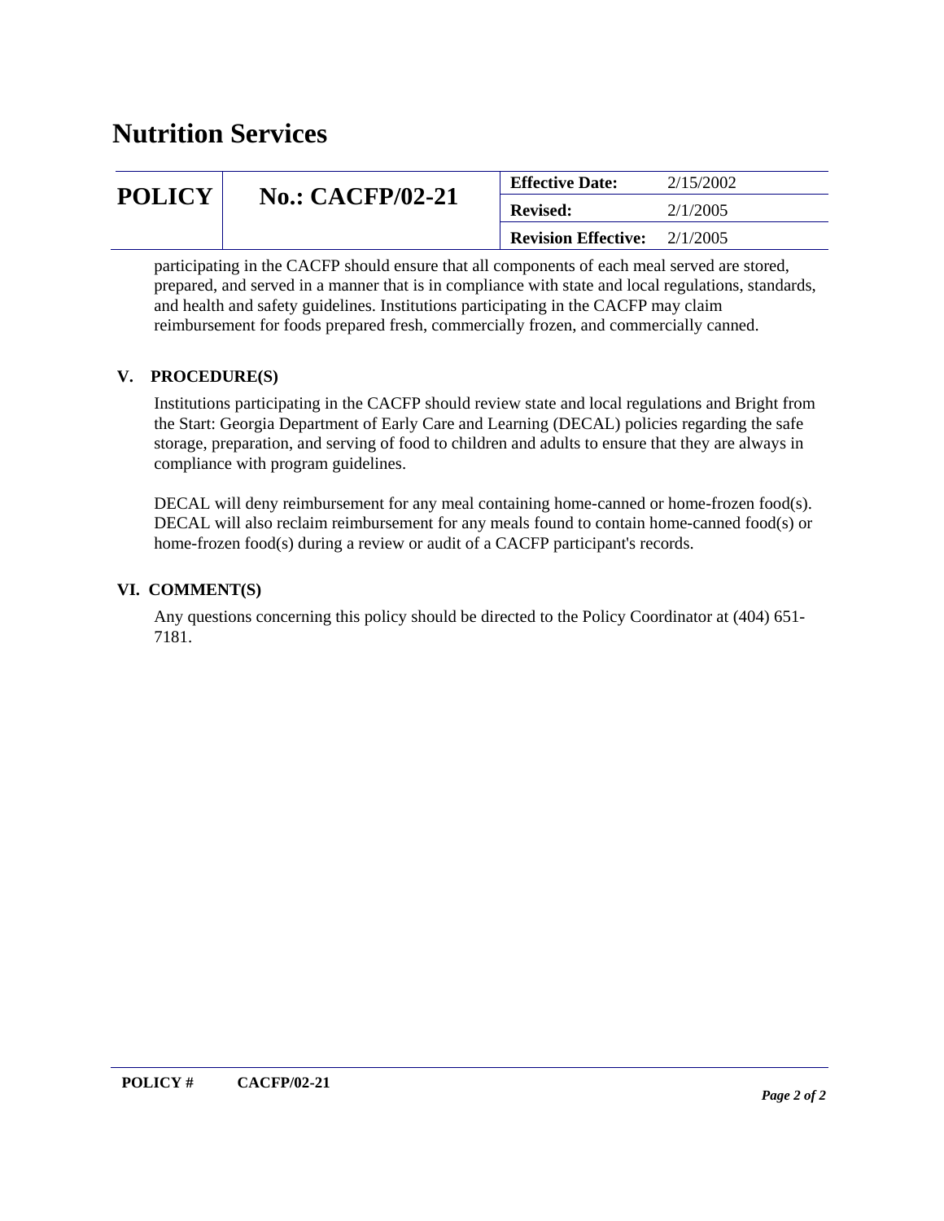participating in the CACFP should ensure that all components of each meal served are stored, prepared, and served in a manner that is in compliance with state and local regulations, standards, and health and safety guidelines. Institutions participating in the CACFP may claim reimbursement for foods prepared fresh, commercially frozen, and commercially canned.

## V. PROCEDURE(S)

Institutions participating in the CACFP should review state and local regulations and Bright from the Start: Georgia Department of Early Care and Learning (DECAL) policies regarding the safe storage, preparation, and serving of food to children and adults to ensure that they are always in compliance with program guidelines.

DECAL will deny reimbursement for any meal containing home-canned or home-frozen food(s). DECAL will also reclaim reimbursement for any meals found to contain home-canned food(s) or home-frozen food(s) during a review or audit of a CACFP participant's records.

## VI. COMMENT(S)

Any questions concerning this policy should be directed to the Policy Coordinator at (404) 651-7181.